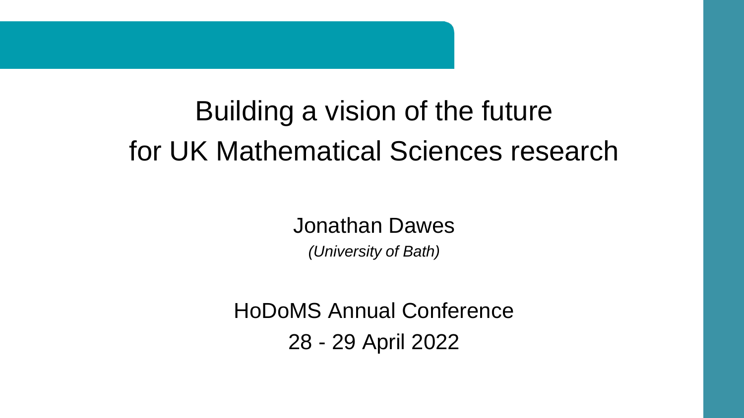# Building a vision of the future for UK Mathematical Sciences research

Jonathan Dawes

*(University of Bath)*

HoDoMS Annual Conference

28 - 29 April 2022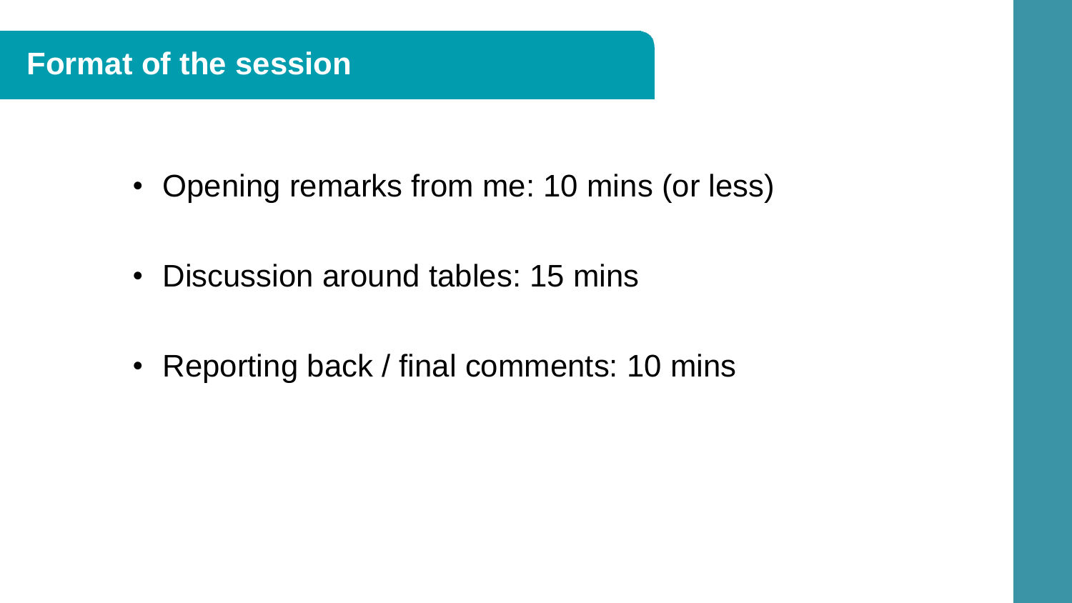## Format of the session

- Opening remarks from me: 10 mins (or less)
- Discussion around tables: 15 mins
- Reporting back / final comments: 10 mins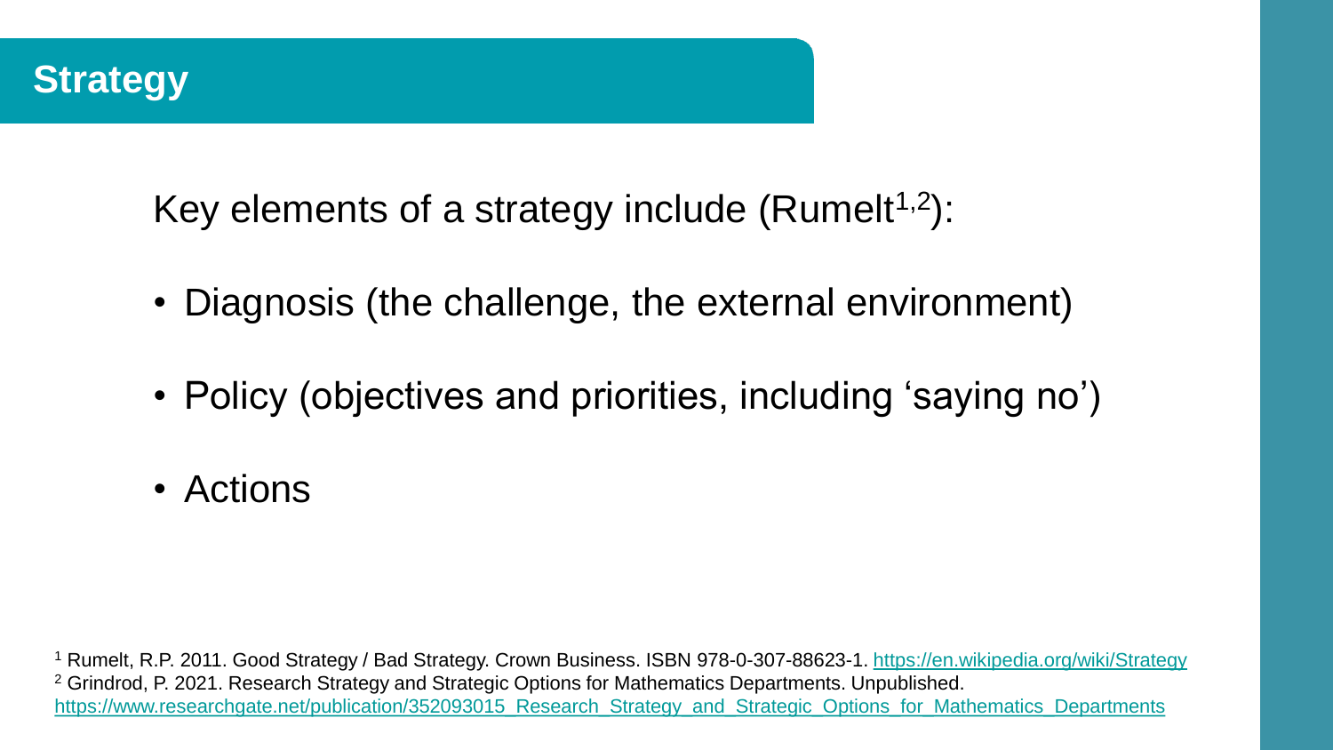# Strategy

Key elements of a strategy include (Rumelt[1,2]):

- Diagnosis (the challenge, the external environment)
- Policy (objectives and priorities, including 'saying no')
- Actions

[1] Rumelt, R.P. 2011. Good Strategy / Bad Strategy. Crown Business. ISBN 978-0-307-88623-1. https://en.wikipedia.org/wiki/Strategy

[2] Grindrod, P. 2021. Research Strategy and Strategic Options for Mathematics Departments. Unpublished. https://www.researchgate.net/publication/352093015_Research_Strategy_and_Strategic_Options_for_Mathematics_Departments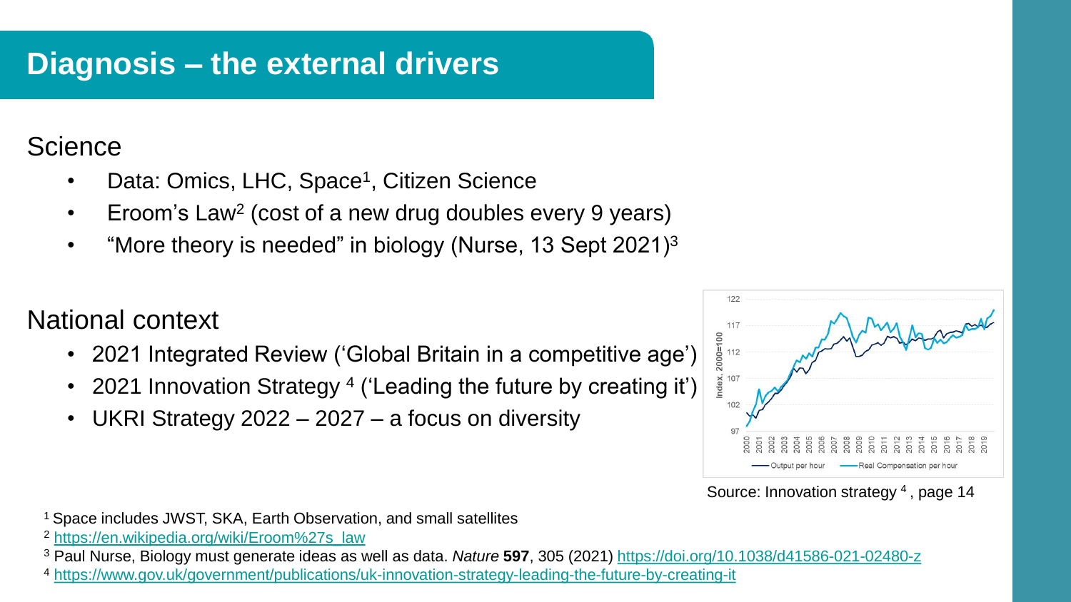# Diagnosis – the external drivers

## Science

- Data: Omics, LHC, Space[1], Citizen Science
- Eroom's Law[2] (cost of a new drug doubles every 9 years)
- "More theory is needed" in biology (Nurse, 13 Sept 2021)[3]

## National context

- 2021 Integrated Review ('Global Britain in a competitive age')
- 2021 Innovation Strategy [4] ('Leading the future by creating it')
- UKRI Strategy 2022 – 2027 – a focus on diversity

Source: Innovation strategy [4], page 14

[1] Space includes JWST, SKA, Earth Observation, and small satellites

[2] https://en.wikipedia.org/wiki/Eroom%27s_law

[3] Paul Nurse, Biology must generate ideas as well as data. *Nature* **597**, 305 (2021) https://doi.org/10.1038/d41586-021-02480-z

[4] https://www.gov.uk/government/publications/uk-innovation-strategy-leading-the-future-by-creating-it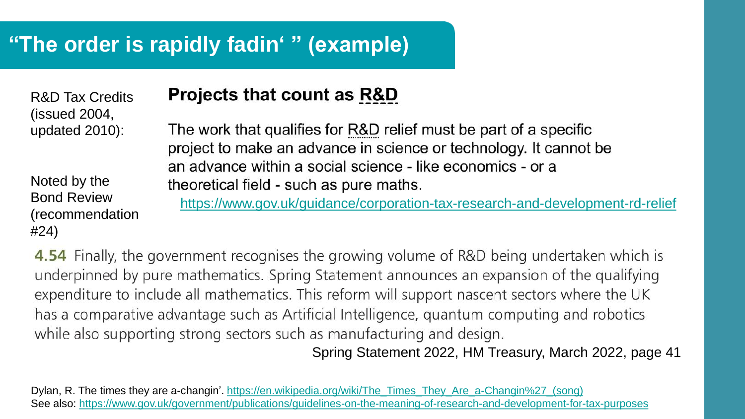# "The order is rapidly fadin' " (example)

R&D Tax Credits (issued 2004, updated 2010):

Noted by the Bond Review (recommendation #24)

### Projects that count as R&D

The work that qualifies for R&D relief must be part of a specific project to make an advance in science or technology. It cannot be an advance within a social science - like economics - or a theoretical field - such as pure maths.

https://www.gov.uk/guidance/corporation-tax-research-and-development-rd-relief

**4.54** Finally, the government recognises the growing volume of R&D being undertaken which is underpinned by pure mathematics. Spring Statement announces an expansion of the qualifying expenditure to include all mathematics. This reform will support nascent sectors where the UK has a comparative advantage such as Artificial Intelligence, quantum computing and robotics while also supporting strong sectors such as manufacturing and design.

Spring Statement 2022, HM Treasury, March 2022, page 41

Dylan, R. The times they are a-changin'. https://en.wikipedia.org/wiki/The_Times_They_Are_a-Changin%27_(song)
See also: https://www.gov.uk/government/publications/guidelines-on-the-meaning-of-research-and-development-for-tax-purposes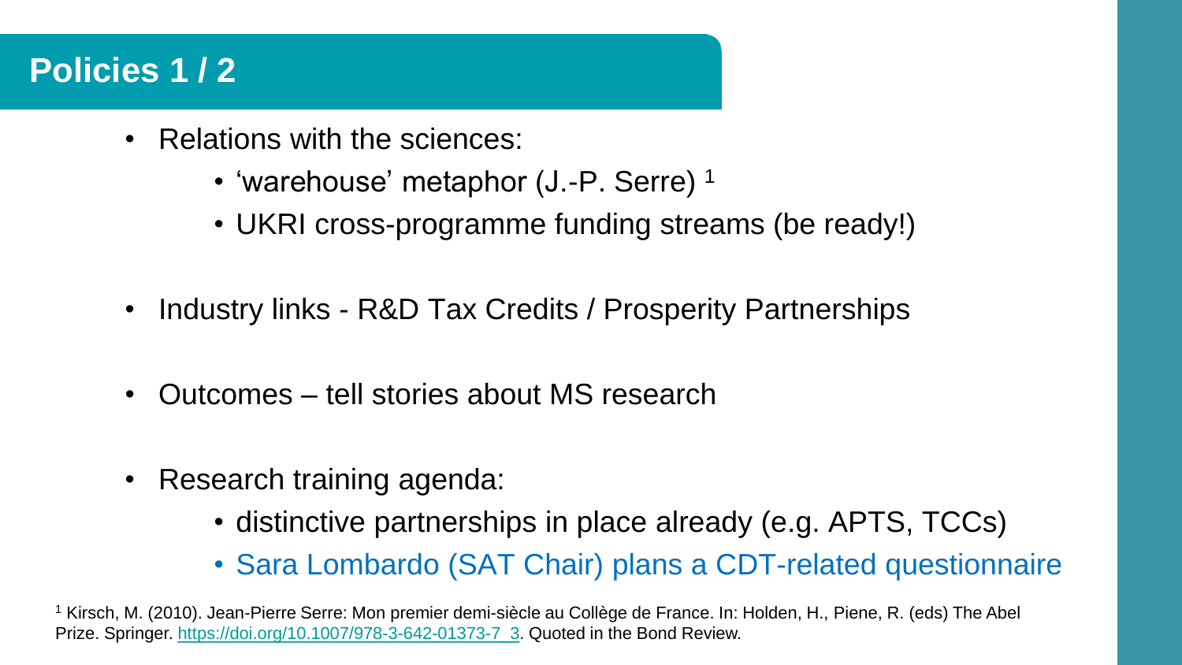## Policies 1 / 2

- Relations with the sciences:
  - 'warehouse' metaphor (J.-P. Serre) [1]
  - UKRI cross-programme funding streams (be ready!)
- Industry links - R&D Tax Credits / Prosperity Partnerships
- Outcomes – tell stories about MS research
- Research training agenda:
  - distinctive partnerships in place already (e.g. APTS, TCCs)
  - Sara Lombardo (SAT Chair) plans a CDT-related questionnaire

[1] Kirsch, M. (2010). Jean-Pierre Serre: Mon premier demi-siècle au Collège de France. In: Holden, H., Piene, R. (eds) The Abel Prize. Springer. https://doi.org/10.1007/978-3-642-01373-7_3. Quoted in the Bond Review.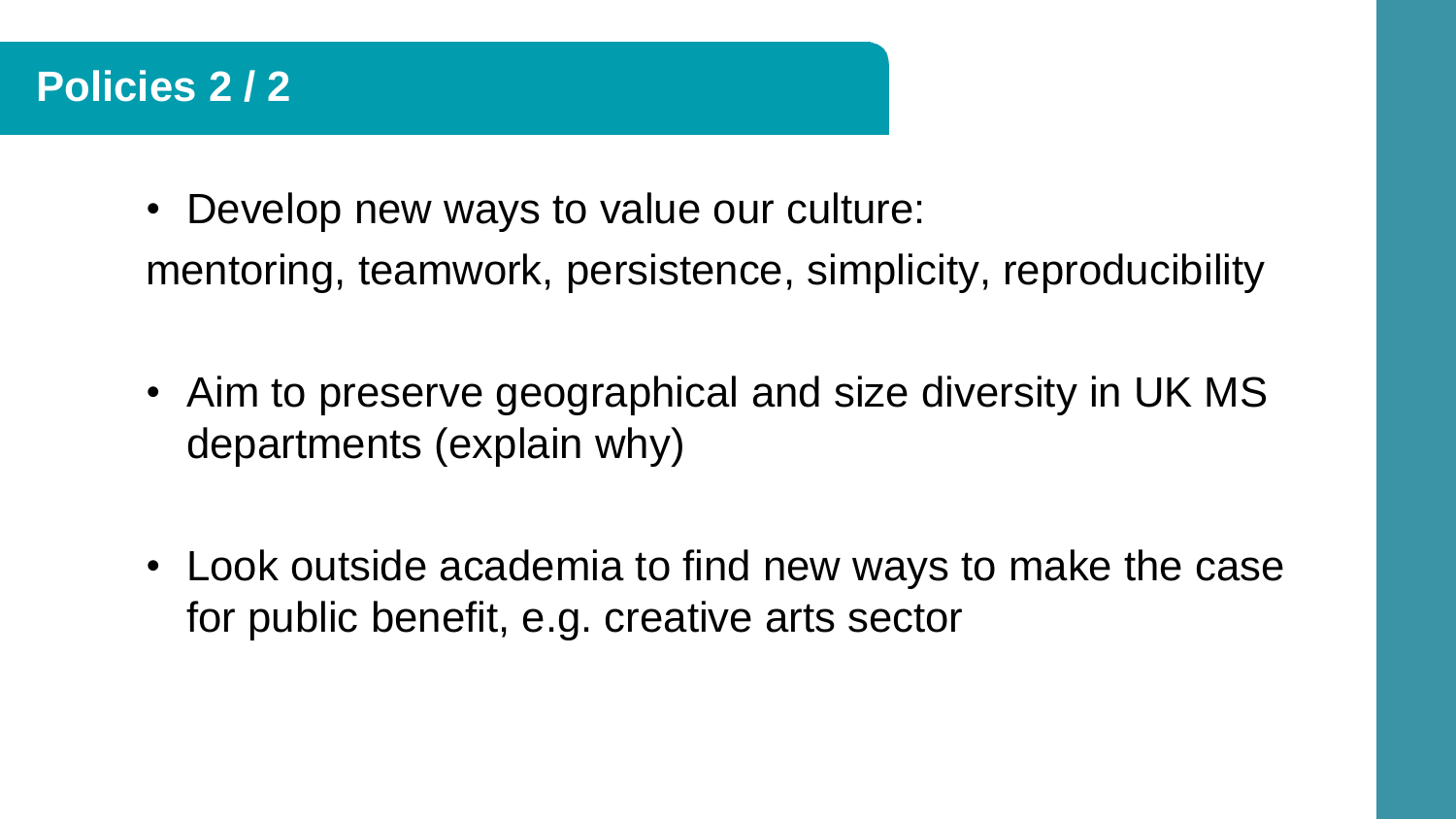# Policies 2 / 2

- Develop new ways to value our culture:

mentoring, teamwork, persistence, simplicity, reproducibility

- Aim to preserve geographical and size diversity in UK MS departments (explain why)

- Look outside academia to find new ways to make the case for public benefit, e.g. creative arts sector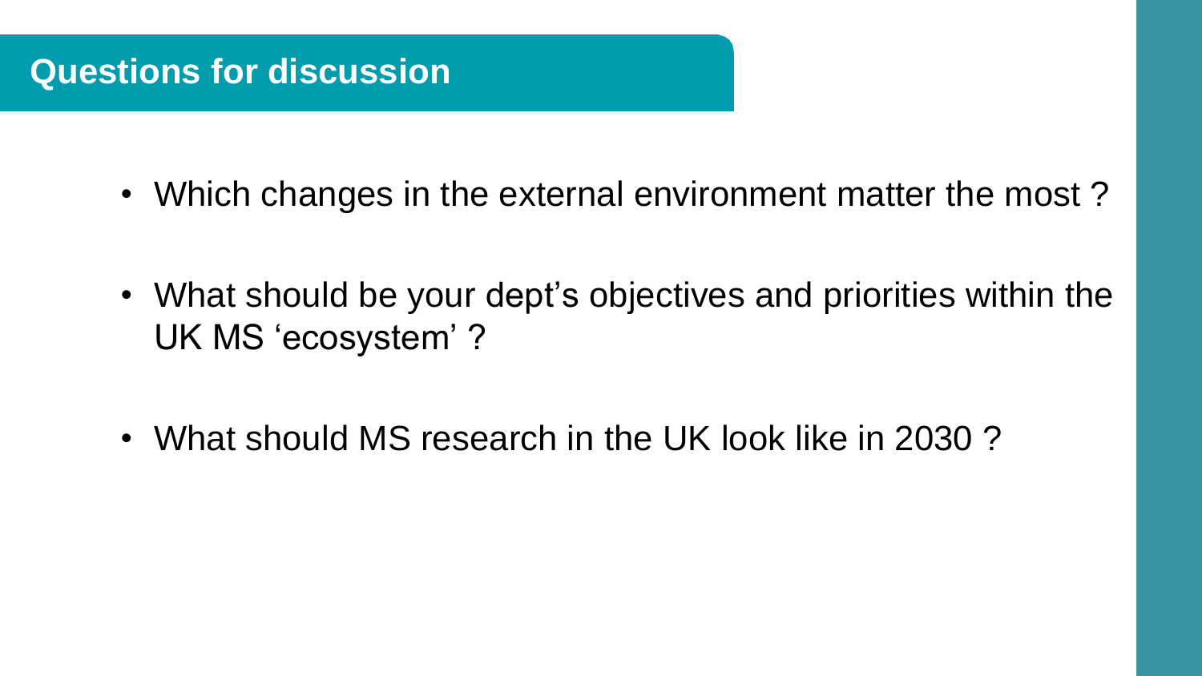## Questions for discussion

- Which changes in the external environment matter the most ?
- What should be your dept’s objectives and priorities within the UK MS ‘ecosystem’ ?
- What should MS research in the UK look like in 2030 ?